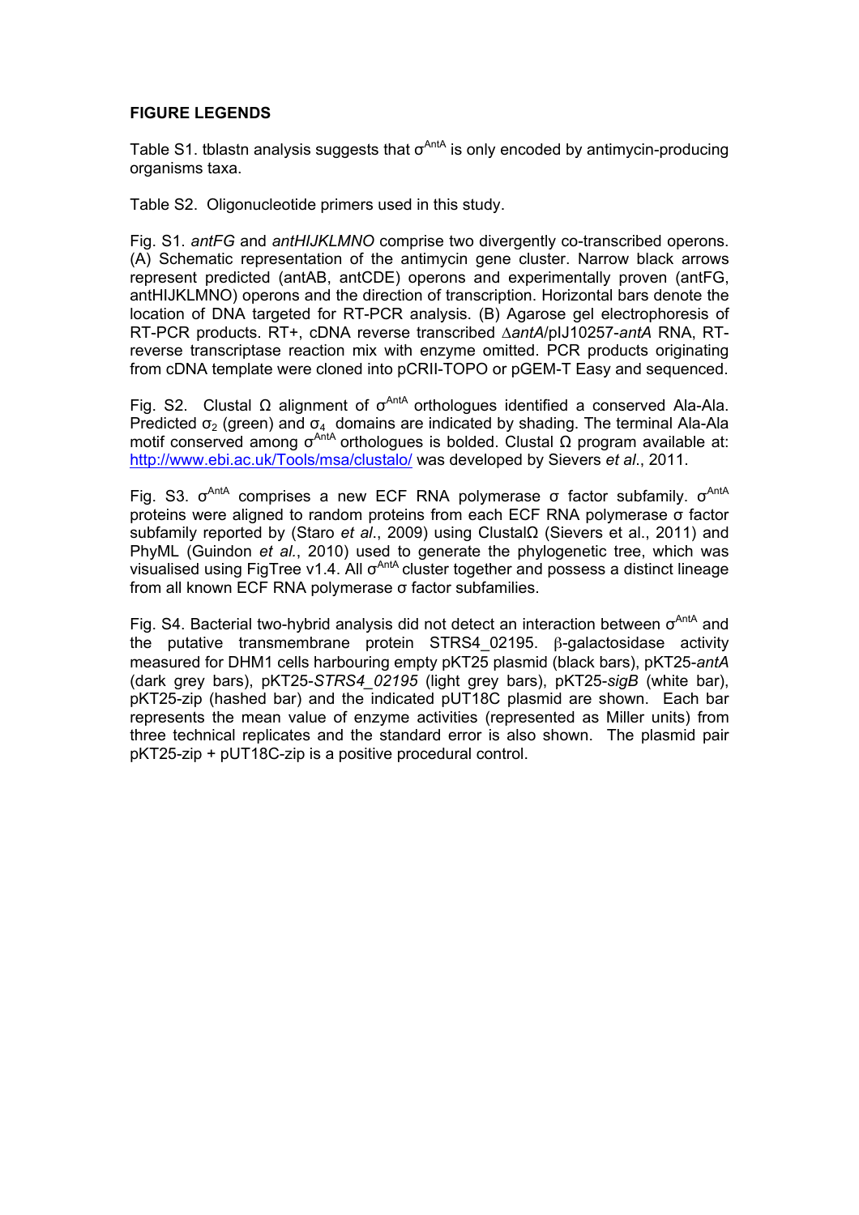**FIGURE LEGENDS**

Table S1. tblastn analysis suggests that $\sigma^{AntA}$ is only encoded by antimycin-producing organisms taxa.

Table S2. Oligonucleotide primers used in this study.

Fig. S1. *antFG* and *antHIJKLMNO* comprise two divergently co-transcribed operons. (A) Schematic representation of the antimycin gene cluster. Narrow black arrows represent predicted (antAB, antCDE) operons and experimentally proven (antFG, antHIJKLMNO) operons and the direction of transcription. Horizontal bars denote the location of DNA targeted for RT-PCR analysis. (B) Agarose gel electrophoresis of RT-PCR products. RT+, cDNA reverse transcribed Δ*antA*/pIJ10257-*antA* RNA, RT- reverse transcriptase reaction mix with enzyme omitted. PCR products originating from cDNA template were cloned into pCRII-TOPO or pGEM-T Easy and sequenced.

Fig. S2. Clustal Ω alignment of $\sigma^{AntA}$ orthologues identified a conserved Ala-Ala. Predicted $\sigma_2$ (green) and $\sigma_4$ domains are indicated by shading. The terminal Ala-Ala motif conserved among $\sigma^{AntA}$ orthologues is bolded. Clustal Ω program available at: http://www.ebi.ac.uk/Tools/msa/clustalo/ was developed by Sievers *et al*., 2011.

Fig. S3. $\sigma^{AntA}$ comprises a new ECF RNA polymerase σ factor subfamily. $\sigma^{AntA}$ proteins were aligned to random proteins from each ECF RNA polymerase σ factor subfamily reported by (Staro *et al*., 2009) using ClustalΩ (Sievers et al., 2011) and PhyML (Guindon *et al.*, 2010) used to generate the phylogenetic tree, which was visualised using FigTree v1.4. All $\sigma^{AntA}$ cluster together and possess a distinct lineage from all known ECF RNA polymerase σ factor subfamilies.

Fig. S4. Bacterial two-hybrid analysis did not detect an interaction between $\sigma^{AntA}$ and the putative transmembrane protein STRS4_02195. β-galactosidase activity measured for DHM1 cells harbouring empty pKT25 plasmid (black bars), pKT25-*antA* (dark grey bars), pKT25-*STRS4_02195* (light grey bars), pKT25-*sigB* (white bar), pKT25-zip (hashed bar) and the indicated pUT18C plasmid are shown. Each bar represents the mean value of enzyme activities (represented as Miller units) from three technical replicates and the standard error is also shown. The plasmid pair pKT25-zip + pUT18C-zip is a positive procedural control.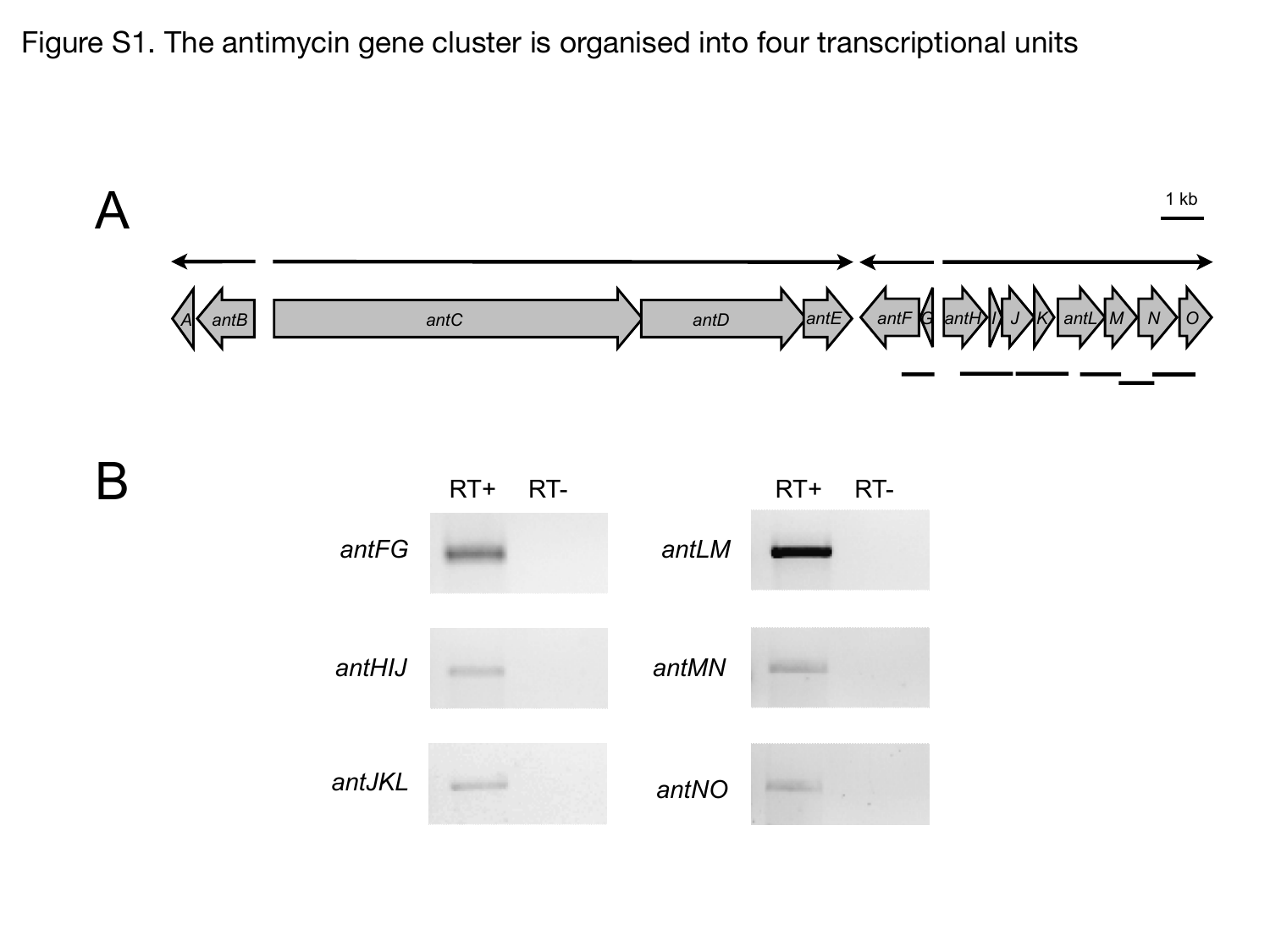Figure S1. The antimycin gene cluster is organised into four transcriptional units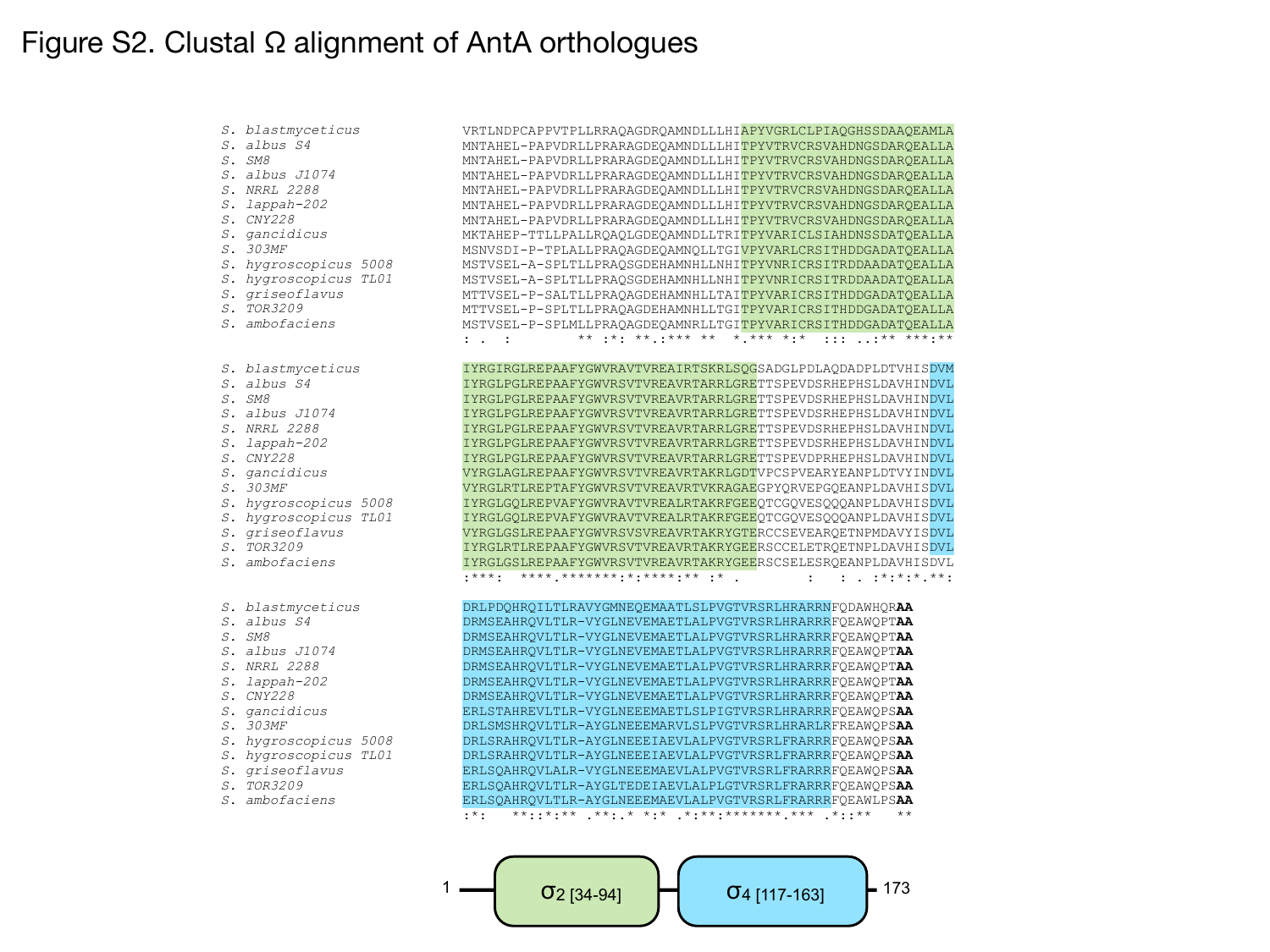# Figure S2. Clustal Ω alignment of AntA orthologues

```
S. blastmyceticus          VRTLNDPCAPPVTPLLRRAQAGDRQAMNDLLLHIAPYVGRLCLPIAQGHSSDAAQEAMLA
S. albus S4                MNTAHEL-PAPVDRLLPRARAGDEQAMNDLLLHITPYVTRVCRSVAHDNGSDARQEALLA
S. SM8                     MNTAHEL-PAPVDRLLPRARAGDEQAMNDLLLHITPYVTRVCRSVAHDNGSDARQEALLA
S. albus J1074             MNTAHEL-PAPVDRLLPRARAGDEQAMNDLLLHITPYVTRVCRSVAHDNGSDARQEALLA
S. NRRL 2288               MNTAHEL-PAPVDRLLPRARAGDEQAMNDLLLHITPYVTRVCRSVAHDNGSDARQEALLA
S. lappah-202              MNTAHEL-PAPVDRLLPRARAGDEQAMNDLLLHITPYVTRVCRSVAHDNGSDARQEALLA
S. CNY228                  MNTAHEL-PAPVDRLLPRARAGDEQAMNDLLLHITPYVTRVCRSVAHDNGSDARQEALLA
S. gancidicus              MKTAHEP-TTLLPALLRQAQLGDEQAMNDLLTRITPYVARICLSIAHDNSSDATQEALLA
S. 303MF                   MSNVSDI-P-TPLALLPRAQAGDEQAMNQLLTGIVPYVARLCRSITHDDGADATQEALLA
S. hygroscopicus 5008      MSTVSEL-A-SPLTLLPRAQSGDEHAMNHLLNHITPYVNRICRSITRDDAADATQEALLA
S. hygroscopicus TL01      MSTVSEL-A-SPLTLLPRAQSGDEHAMNHLLNHITPYVNRICRSITRDDAADATQEALLA
S. griseoflavus            MTTVSEL-P-SALTLLPRAQAGDEHAMNHLLTAITPYVARICRSITHDDGADATQEALLA
S. TOR3209                 MTTVSEL-P-SPLTLLPRAQAGDEHAMNHLLTGITPYVARICRSITHDDGADATQEALLA
S. ambofaciens             MSTVSEL-P-SPLMLLPRAQAGDEQAMNRLLTGITPYVARICRSITHDDGADATQEALLA
                           : .  :        ** :*: **.:*** **  *.*** *:*  ::: ..:** ***:**

S. blastmyceticus          IYRGIRGLREPAAFYGWVRAVTVREAIRTSKRLSQGSADGLPDLAQDADPLDTVHISDVM
S. albus S4                IYRGLPGLREPAAFYGWVRSVTVREAVRTARRLGRETTSPEVDSRHEPHSLDAVHINDVL
S. SM8                     IYRGLPGLREPAAFYGWVRSVTVREAVRTARRLGRETTSPEVDSRHEPHSLDAVHINDVL
S. albus J1074             IYRGLPGLREPAAFYGWVRSVTVREAVRTARRLGRETTSPEVDSRHEPHSLDAVHINDVL
S. NRRL 2288               IYRGLPGLREPAAFYGWVRSVTVREAVRTARRLGRETTSPEVDSRHEPHSLDAVHINDVL
S. lappah-202              IYRGLPGLREPAAFYGWVRSVTVREAVRTARRLGRETTSPEVDSRHEPHSLDAVHINDVL
S. CNY228                  IYRGLPGLREPAAFYGWVRSVTVREAVRTARRLGRETTSPEVDPRHEPHSLDAVHINDVL
S. gancidicus              VYRGLAGLREPAAFYGWVRSVTVREAVRTAKRLGDTVPCSPVEARYEANPLDTVYINDVL
S. 303MF                   VYRGLRTLREPTAFYGWVRSVTVREAVRTVKRAGAEGPYQRVEPGQEANPLDAVHISDVL
S. hygroscopicus 5008      IYRGLGQLREPVAFYGWVRAVTVREALRTAKRFGEEQTCGQVESQQQANPLDAVHISDVL
S. hygroscopicus TL01      IYRGLGQLREPVAFYGWVRAVTVREALRTAKRFGEEQTCGQVESQQQANPLDAVHISDVL
S. griseoflavus            VYRGLGSLREPAAFYGWVRSVSVREAVRTAKRYGTERCCSEVEARQETNPMDAVYISDVL
S. TOR3209                 IYRGLRTLREPAAFYGWVRSVTVREAVRTAKRYGEERSCCELETRQETNPLDAVHISDVL
S. ambofaciens             IYRGLGSLREPAAFYGWVRSVTVREAVRTAKRYGEERSCSELESRQEANPLDAVHISDVL
                           :***:  ****.*******:*:****:** :* .       :   : . :*:*:*.**:

S. blastmyceticus          DRLPDQHRQILTLRAVYGMNEQEMAATLSLPVGTVRSRLHRARRNFQDAWHQRAA
S. albus S4                DRMSEAHRQVLTLR-VYGLNEVEMAETLALPVGTVRSRLHRARRRFQEAWQPTAA
S. SM8                     DRMSEAHRQVLTLR-VYGLNEVEMAETLALPVGTVRSRLHRARRRFQEAWQPTAA
S. albus J1074             DRMSEAHRQVLTLR-VYGLNEVEMAETLALPVGTVRSRLHRARRRFQEAWQPTAA
S. NRRL 2288               DRMSEAHRQVLTLR-VYGLNEVEMAETLALPVGTVRSRLHRARRRFQEAWQPTAA
S. lappah-202              DRMSEAHRQVLTLR-VYGLNEVEMAETLALPVGTVRSRLHRARRRFQEAWQPTAA
S. CNY228                  DRMSEAHRQVLTLR-VYGLNEVEMAETLALPVGTVRSRLHRARRRFQEAWQPTAA
S. gancidicus              ERLSTAHREVLTLR-VYGLNEEEMAETLSLPIGTVRSRLHRARRRFQEAWQPSAA
S. 303MF                   DRLSMSHRQVLTLR-AYGLNEEEMARVLSLPVGTVRSRLHRARLRFREAWQPSAA
S. hygroscopicus 5008      DRLSRAHRQVLTLR-AYGLNEEEIAEVLALPVGTVRSRLFRARRRFQEAWQPSAA
S. hygroscopicus TL01      DRLSRAHRQVLTLR-AYGLNEEEIAEVLALPVGTVRSRLFRARRRFQEAWQPSAA
S. griseoflavus            ERLSQAHRQVLALR-VYGLNEEEMAEVLALPVGTVRSRLFRARRRFQEAWQPSAA
S. TOR3209                 ERLSQAHRQVLTLR-AYGLTEDEIAEVLALPLGTVRSRLFRARRRFQEAWQPSAA
S. ambofaciens             ERLSQAHRQVLTLR-AYGLNEEEMAEVLALPVGTVRSRLFRARRRFQEAWLPSAA
                           :*:   **::*:** .**:.* *:* .*:**:*******.*** .*::**   **
```

1 — $\sigma_2$ [34-94] — $\sigma_4$ [117-163] — 173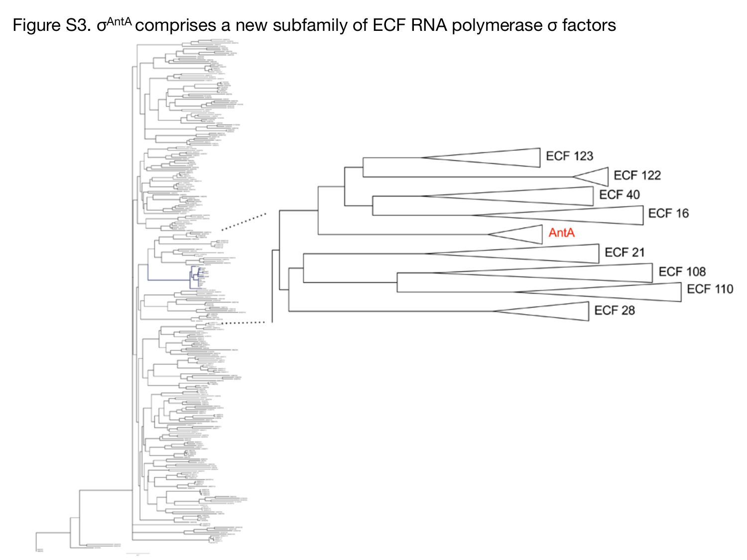Figure S3. $\sigma^{AntA}$ comprises a new subfamily of ECF RNA polymerase σ factors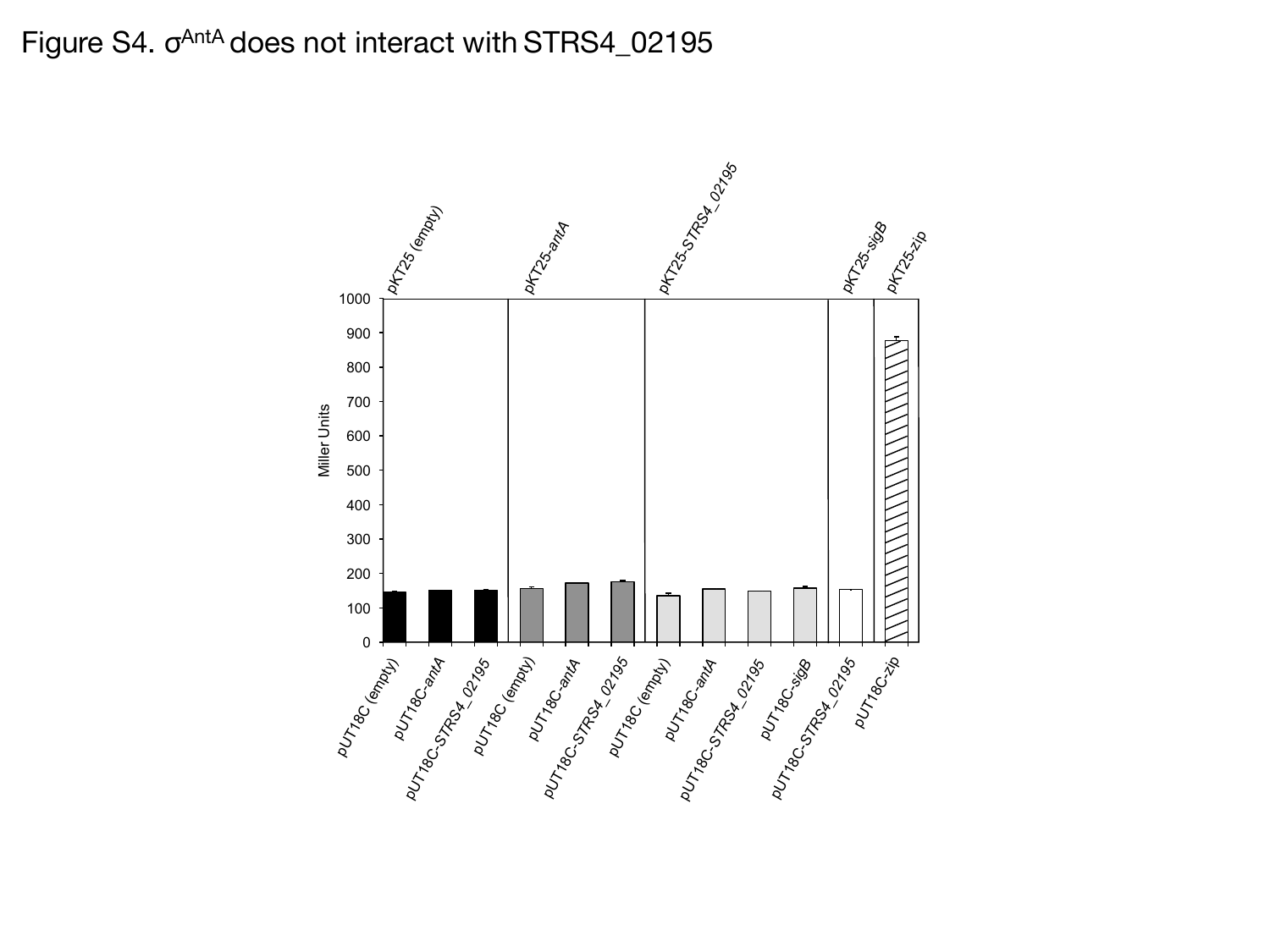Figure S4. $\sigma^{AntA}$ does not interact with STRS4_02195

pKT25 (empty) pKT25-*antA* pKT25-*STRS4_02195* pKT25-*sigB* pKT25-*zip*

Miller Units

1000 900 800 700 600 500 400 300 200 100 0

pUT18C (empty) pUT18C-*antA* pUT18C-*STRS4_02195* pUT18C (empty) pUT18C-*antA* pUT18C-*STRS4_02195* pUT18C (empty) pUT18C-*antA* pUT18C-*STRS4_02195* pUT18C-*sigB* pUT18C-*STRS4_02195* pUT18C-*zip*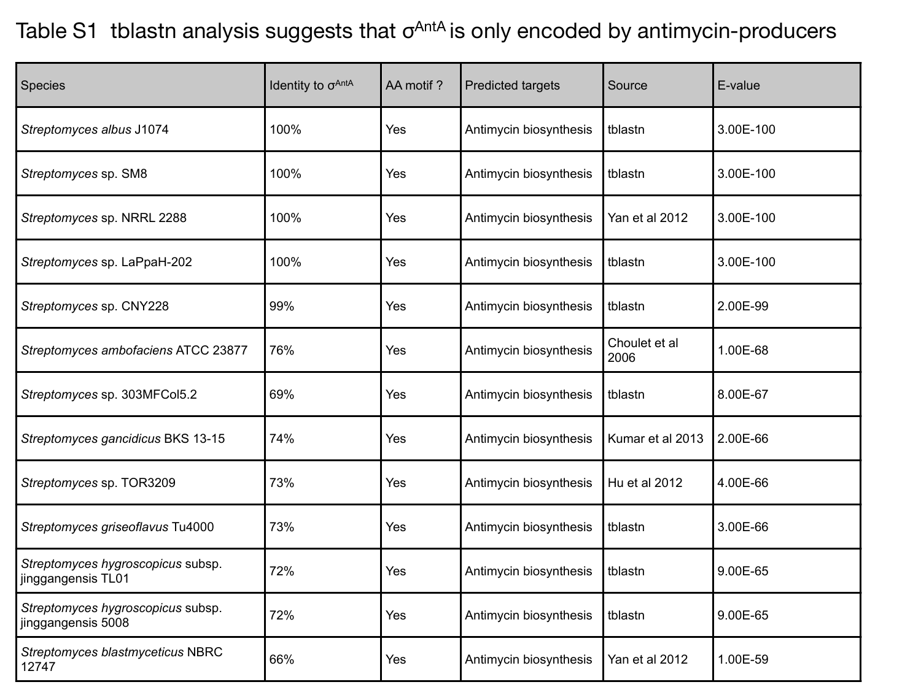Table S1 tblastn analysis suggests that $\sigma^{AntA}$ is only encoded by antimycin-producers

| Species | Identity to $\sigma^{AntA}$ | AA motif ? | Predicted targets | Source | E-value |
|---|---|---|---|---|---|
| *Streptomyces albus* J1074 | 100% | Yes | Antimycin biosynthesis | tblastn | 3.00E-100 |
| *Streptomyces* sp. SM8 | 100% | Yes | Antimycin biosynthesis | tblastn | 3.00E-100 |
| *Streptomyces* sp. NRRL 2288 | 100% | Yes | Antimycin biosynthesis | Yan et al 2012 | 3.00E-100 |
| *Streptomyces* sp. LaPpaH-202 | 100% | Yes | Antimycin biosynthesis | tblastn | 3.00E-100 |
| *Streptomyces* sp. CNY228 | 99% | Yes | Antimycin biosynthesis | tblastn | 2.00E-99 |
| *Streptomyces ambofaciens* ATCC 23877 | 76% | Yes | Antimycin biosynthesis | Choulet et al 2006 | 1.00E-68 |
| *Streptomyces* sp. 303MFCol5.2 | 69% | Yes | Antimycin biosynthesis | tblastn | 8.00E-67 |
| *Streptomyces gancidicus* BKS 13-15 | 74% | Yes | Antimycin biosynthesis | Kumar et al 2013 | 2.00E-66 |
| *Streptomyces* sp. TOR3209 | 73% | Yes | Antimycin biosynthesis | Hu et al 2012 | 4.00E-66 |
| *Streptomyces griseoflavus* Tu4000 | 73% | Yes | Antimycin biosynthesis | tblastn | 3.00E-66 |
| *Streptomyces hygroscopicus* subsp. jinggangensis TL01 | 72% | Yes | Antimycin biosynthesis | tblastn | 9.00E-65 |
| *Streptomyces hygroscopicus* subsp. jinggangensis 5008 | 72% | Yes | Antimycin biosynthesis | tblastn | 9.00E-65 |
| *Streptomyces blastmyceticus* NBRC 12747 | 66% | Yes | Antimycin biosynthesis | Yan et al 2012 | 1.00E-59 |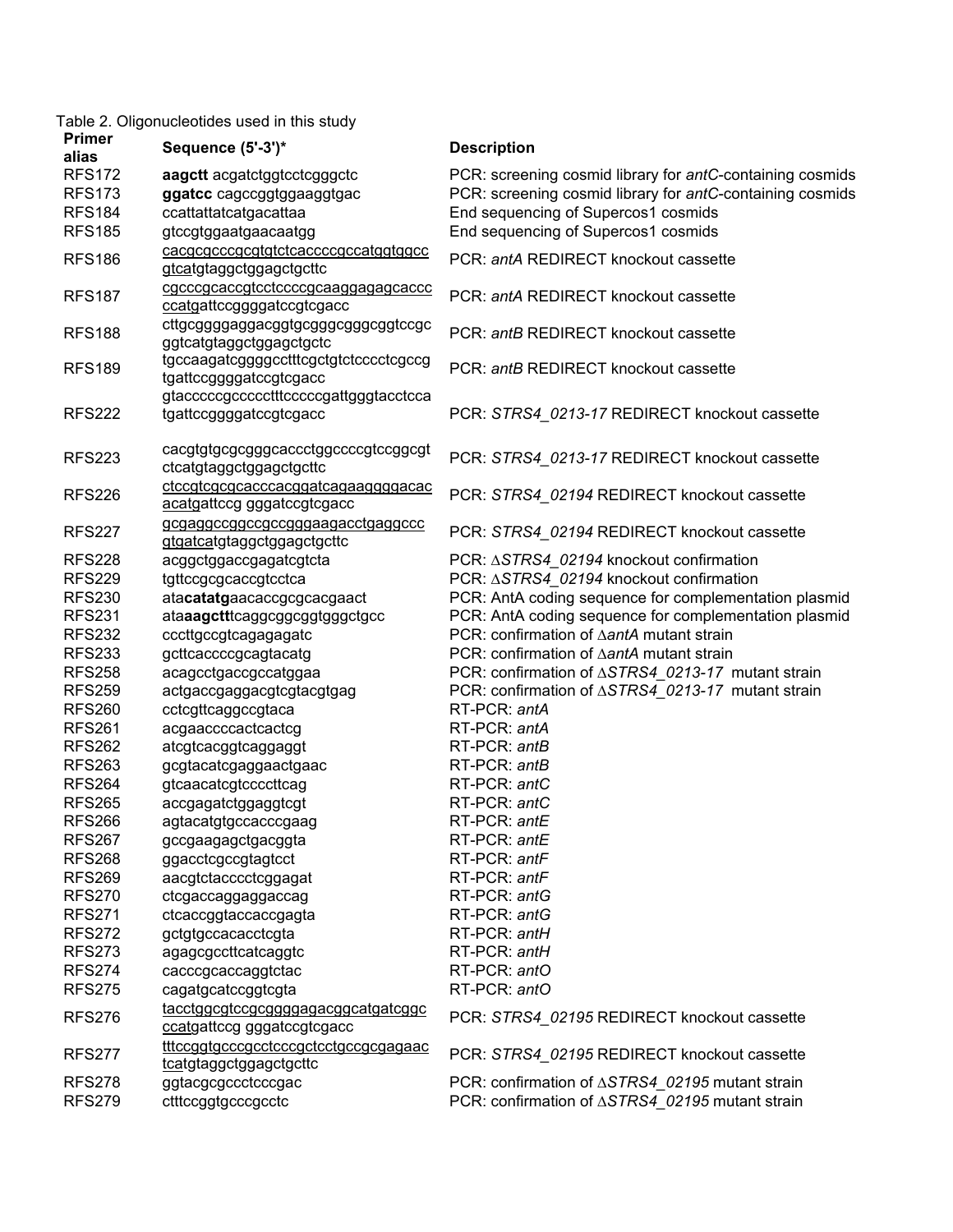Table 2. Oligonucleotides used in this study

| Primer alias | Sequence (5'-3')* | Description |
|---|---|---|
| RFS172 | **aagctt** acgatctggtcctcgggctc | PCR: screening cosmid library for *antC*-containing cosmids |
| RFS173 | **ggatcc** cagccggtggaaggtgac | PCR: screening cosmid library for *antC*-containing cosmids |
| RFS184 | ccattattatcatgacattaa | End sequencing of Supercos1 cosmids |
| RFS185 | gtccgtggaatgaacaatgg | End sequencing of Supercos1 cosmids |
| RFS186 | <u>cacgcgcccgcgtgtctcaccccgccatggtggcc gtcat</u>gtaggctggagctgcttc | PCR: *antA* REDIRECT knockout cassette |
| RFS187 | <u>cgcccgcaccgtcctccccgcaaggagagcaccc ccatg</u>attccggggatccgtcgacc | PCR: *antA* REDIRECT knockout cassette |
| RFS188 | cttgcggggaggacggtgcgggcgggcggtccgc ggtcatgtaggctggagctgctc | PCR: *antB* REDIRECT knockout cassette |
| RFS189 | tgccaagatcggggcctttcgctgtctcccctcgccg tgattccggggatccgtcgacc | PCR: *antB* REDIRECT knockout cassette |
| RFS222 | gtacccccgcccccttttcccccgattgggtacctcca tgattccggggatccgtcgacc | PCR: *STRS4_0213-17* REDIRECT knockout cassette |
| RFS223 | cacgtgtgcgcgggcaccctggccccgtccggcgt ctcatgtaggctggagctgcttc | PCR: *STRS4_0213-17* REDIRECT knockout cassette |
| RFS226 | <u>ctccgtcgcgcacccacggatcagaaggggacac acatg</u>attccg gggatccgtcgacc | PCR: *STRS4_02194* REDIRECT knockout cassette |
| RFS227 | <u>gcgaggccggccgccgggaagacctgaggccc gtgatca</u>tgtaggctggagctgcttc | PCR: *STRS4_02194* REDIRECT knockout cassette |
| RFS228 | acggctggaccgagatcgtcta | PCR: Δ*STRS4_02194* knockout confirmation |
| RFS229 | tgttccgcgcaccgtcctca | PCR: Δ*STRS4_02194* knockout confirmation |
| RFS230 | ata**catatg**aacaccgcgcacgaact | PCR: AntA coding sequence for complementation plasmid |
| RFS231 | ata**aagctt**tcaggcggcggtgggctgcc | PCR: AntA coding sequence for complementation plasmid |
| RFS232 | cccttgccgtcagagagatc | PCR: confirmation of Δ*antA* mutant strain |
| RFS233 | gcttcaccccgcagtacatg | PCR: confirmation of Δ*antA* mutant strain |
| RFS258 | acagcctgaccgccatggaa | PCR: confirmation of Δ*STRS4_0213-17* mutant strain |
| RFS259 | actgaccgaggacgtcgtacgtgag | PCR: confirmation of Δ*STRS4_0213-17* mutant strain |
| RFS260 | cctcgttcaggccgtaca | RT-PCR: *antA* |
| RFS261 | acgaaccccactcactcg | RT-PCR: *antA* |
| RFS262 | atcgtcacggtcaggaggt | RT-PCR: *antB* |
| RFS263 | gcgtacatcgaggaactgaac | RT-PCR: *antB* |
| RFS264 | gtcaacatcgtccccttcag | RT-PCR: *antC* |
| RFS265 | accgagatctggaggtcgt | RT-PCR: *antC* |
| RFS266 | agtacatgtgccacccgaag | RT-PCR: *antE* |
| RFS267 | gccgaagagctgacggta | RT-PCR: *antE* |
| RFS268 | ggacctcgccgtagtcct | RT-PCR: *antF* |
| RFS269 | aacgtctacccctcggagat | RT-PCR: *antF* |
| RFS270 | ctcgaccaggaggaccag | RT-PCR: *antG* |
| RFS271 | ctcaccggtaccaccgagta | RT-PCR: *antG* |
| RFS272 | gctgtgccacacctcgta | RT-PCR: *antH* |
| RFS273 | agagcgccttcatcaggtc | RT-PCR: *antH* |
| RFS274 | cacccgcaccaggtctac | RT-PCR: *antO* |
| RFS275 | cagatgcatccggtcgta | RT-PCR: *antO* |
| RFS276 | <u>tacctggcgtccgcggggagacggcatgatcggc ccatg</u>attccg gggatccgtcgacc | PCR: *STRS4_02195* REDIRECT knockout cassette |
| RFS277 | <u>tttccggtgcccgcctcccgctcctgccgcgagaac tcat</u>gtaggctggagctgcttc | PCR: *STRS4_02195* REDIRECT knockout cassette |
| RFS278 | ggtacgcgccctcccgac | PCR: confirmation of Δ*STRS4_02195* mutant strain |
| RFS279 | ctttccggtgcccgcctc | PCR: confirmation of Δ*STRS4_02195* mutant strain |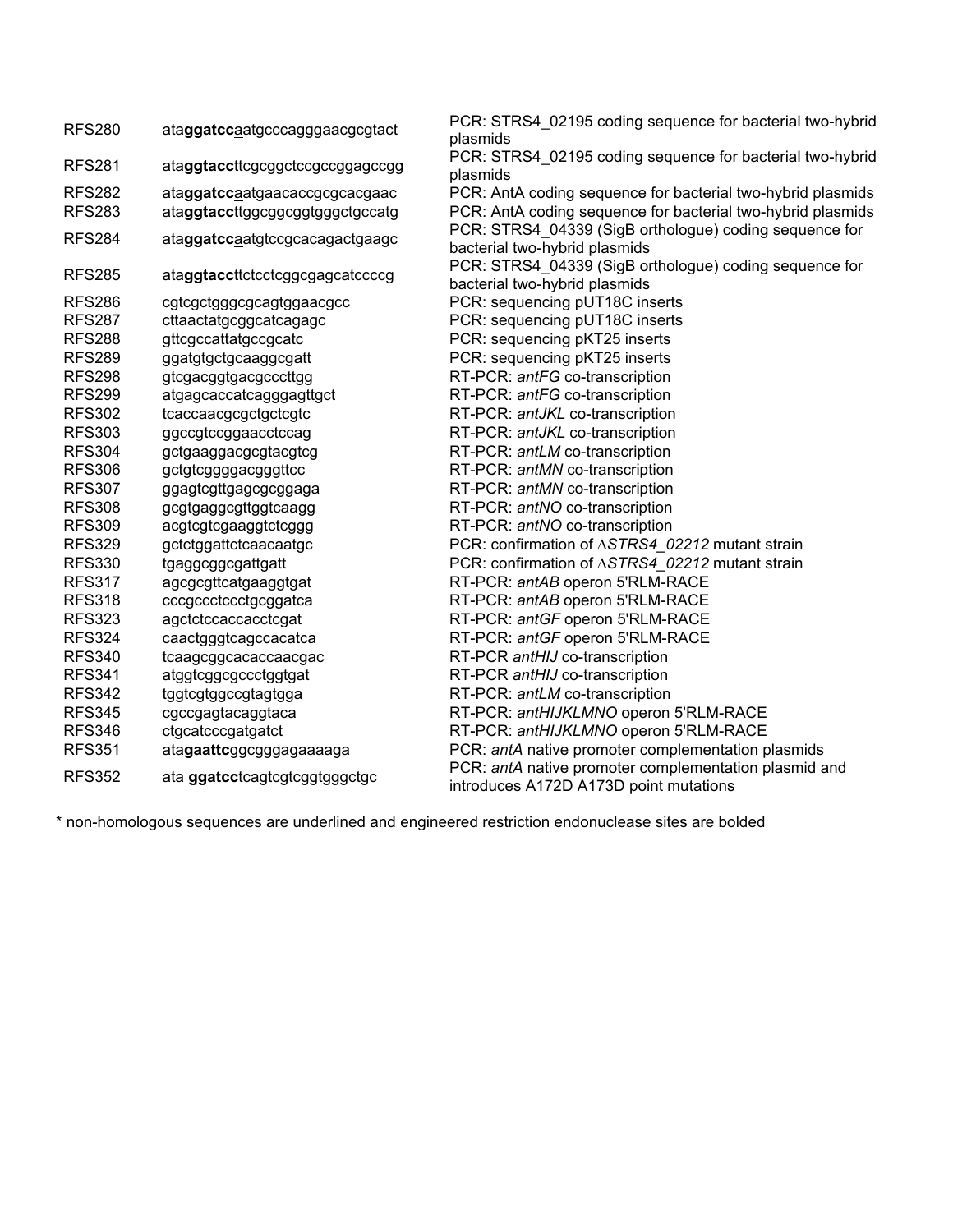| | | |
|---|---|---|
| RFS280 | ata**ggatcc**<u>a</u>atgcccagggaacgcgtact | PCR: STRS4_02195 coding sequence for bacterial two-hybrid plasmids |
| RFS281 | ata**ggtacc**ttcgcggctccgccggagccgg | PCR: STRS4_02195 coding sequence for bacterial two-hybrid plasmids |
| RFS282 | ata**ggatcc**<u>a</u>atgaacaccgcgcacgaac | PCR: AntA coding sequence for bacterial two-hybrid plasmids |
| RFS283 | ata**ggtacc**ttggcggcggtgggctgccatg | PCR: AntA coding sequence for bacterial two-hybrid plasmids |
| RFS284 | ata**ggatcc**<u>a</u>atgtccgcacagactgaagc | PCR: STRS4_04339 (SigB orthologue) coding sequence for bacterial two-hybrid plasmids |
| RFS285 | ata**ggtacc**ttctcctcggcgagcatccccg | PCR: STRS4_04339 (SigB orthologue) coding sequence for bacterial two-hybrid plasmids |
| RFS286 | cgtcgctgggcgcagtggaacgcc | PCR: sequencing pUT18C inserts |
| RFS287 | cttaactatgcggcatcagagc | PCR: sequencing pUT18C inserts |
| RFS288 | gttcgccattatgccgcatc | PCR: sequencing pKT25 inserts |
| RFS289 | ggatgtgctgcaaggcgatt | PCR: sequencing pKT25 inserts |
| RFS298 | gtcgacggtgacgcccttgg | RT-PCR: *antFG* co-transcription |
| RFS299 | atgagcaccatcagggagttgct | RT-PCR: *antFG* co-transcription |
| RFS302 | tcaccaacgcgctgctcgtc | RT-PCR: *antJKL* co-transcription |
| RFS303 | ggccgtccggaacctccag | RT-PCR: *antJKL* co-transcription |
| RFS304 | gctgaaggacgcgtacgtcg | RT-PCR: *antLM* co-transcription |
| RFS306 | gctgtcggggacgggttcc | RT-PCR: *antMN* co-transcription |
| RFS307 | ggagtcgttgagcgcggaga | RT-PCR: *antMN* co-transcription |
| RFS308 | gcgtgaggcgttggtcaagg | RT-PCR: *antNO* co-transcription |
| RFS309 | acgtcgtcgaaggtctcggg | RT-PCR: *antNO* co-transcription |
| RFS329 | gctctggattctcaacaatgc | PCR: confirmation of Δ*STRS4_02212* mutant strain |
| RFS330 | tgaggcggcgattgatt | PCR: confirmation of Δ*STRS4_02212* mutant strain |
| RFS317 | agcgcgttcatgaaggtgat | RT-PCR: *antAB* operon 5'RLM-RACE |
| RFS318 | cccgccctccctgcggatca | RT-PCR: *antAB* operon 5'RLM-RACE |
| RFS323 | agctctccaccacctcgat | RT-PCR: *antGF* operon 5'RLM-RACE |
| RFS324 | caactgggtcagccacatca | RT-PCR: *antGF* operon 5'RLM-RACE |
| RFS340 | tcaagcggcacaccaacgac | RT-PCR *antHIJ* co-transcription |
| RFS341 | atggtcggcgccctggtgat | RT-PCR *antHIJ* co-transcription |
| RFS342 | tggtcgtggccgtagtgga | RT-PCR: *antLM* co-transcription |
| RFS345 | cgccgagtacaggtaca | RT-PCR: *antHIJKLMNO* operon 5'RLM-RACE |
| RFS346 | ctgcatcccgatgatct | RT-PCR: *antHIJKLMNO* operon 5'RLM-RACE |
| RFS351 | ata**gaattc**ggcgggagaaaaga | PCR: *antA* native promoter complementation plasmids |
| RFS352 | ata **ggatcc**tcagtcgtcggtgggctgc | PCR: *antA* native promoter complementation plasmid and introduces A172D A173D point mutations |

* non-homologous sequences are underlined and engineered restriction endonuclease sites are bolded